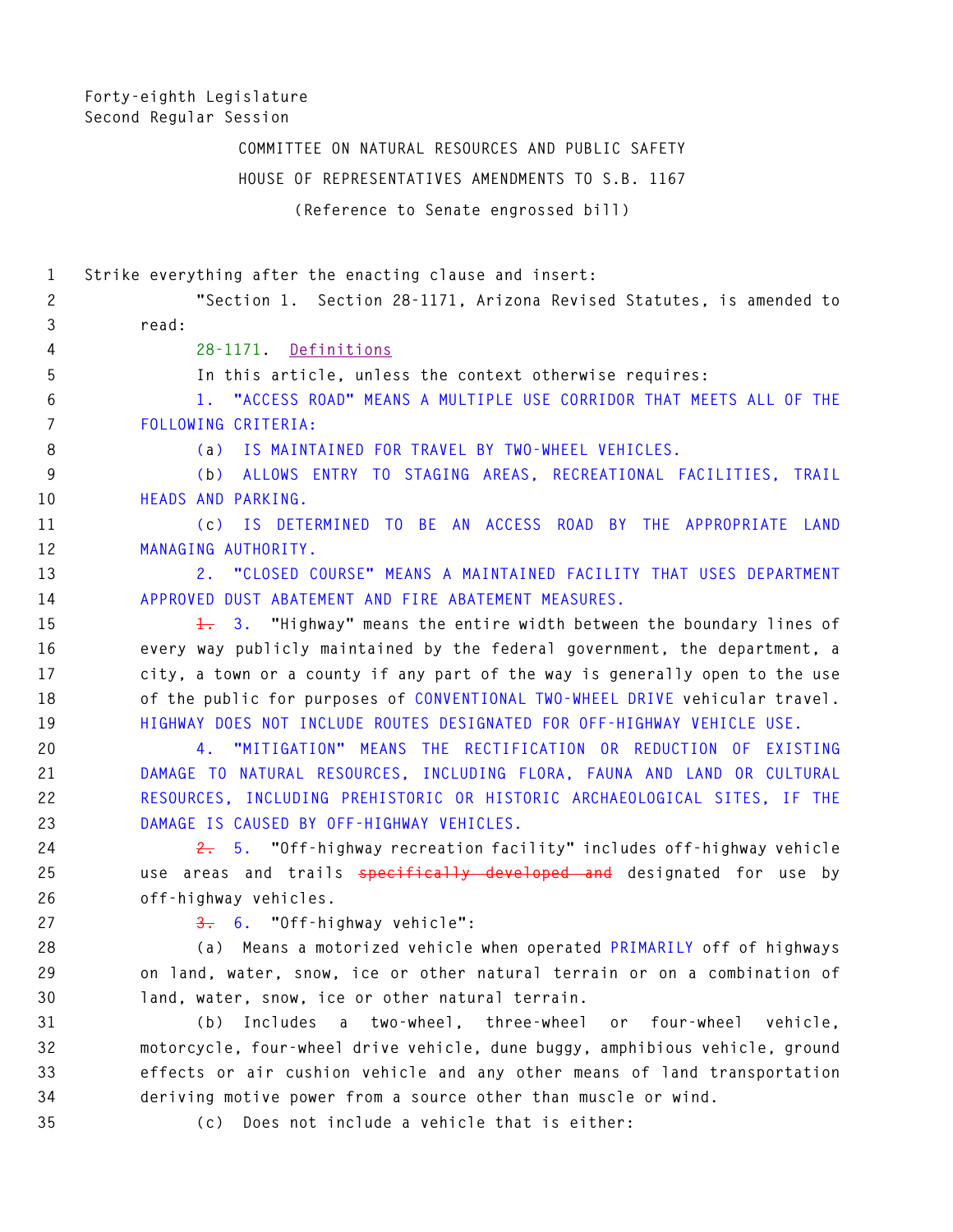Forty-eighth Legislature
Second Regular Session

COMMITTEE ON NATURAL RESOURCES AND PUBLIC SAFETY

HOUSE OF REPRESENTATIVES AMENDMENTS TO S.B. 1167

(Reference to Senate engrossed bill)

Strike everything after the enacting clause and insert:

"Section 1. Section 28-1171, Arizona Revised Statutes, is amended to read:

28-1171. Definitions

In this article, unless the context otherwise requires:

1. "ACCESS ROAD" MEANS A MULTIPLE USE CORRIDOR THAT MEETS ALL OF THE FOLLOWING CRITERIA:

(a) IS MAINTAINED FOR TRAVEL BY TWO-WHEEL VEHICLES.

(b) ALLOWS ENTRY TO STAGING AREAS, RECREATIONAL FACILITIES, TRAIL HEADS AND PARKING.

(c) IS DETERMINED TO BE AN ACCESS ROAD BY THE APPROPRIATE LAND MANAGING AUTHORITY.

2. "CLOSED COURSE" MEANS A MAINTAINED FACILITY THAT USES DEPARTMENT APPROVED DUST ABATEMENT AND FIRE ABATEMENT MEASURES.

~~1.~~ 3. "Highway" means the entire width between the boundary lines of every way publicly maintained by the federal government, the department, a city, a town or a county if any part of the way is generally open to the use of the public for purposes of CONVENTIONAL TWO-WHEEL DRIVE vehicular travel. HIGHWAY DOES NOT INCLUDE ROUTES DESIGNATED FOR OFF-HIGHWAY VEHICLE USE.

4. "MITIGATION" MEANS THE RECTIFICATION OR REDUCTION OF EXISTING DAMAGE TO NATURAL RESOURCES, INCLUDING FLORA, FAUNA AND LAND OR CULTURAL RESOURCES, INCLUDING PREHISTORIC OR HISTORIC ARCHAEOLOGICAL SITES, IF THE DAMAGE IS CAUSED BY OFF-HIGHWAY VEHICLES.

~~2.~~ 5. "Off-highway recreation facility" includes off-highway vehicle use areas and trails ~~specifically developed and~~ designated for use by off-highway vehicles.

~~3.~~ 6. "Off-highway vehicle":

(a) Means a motorized vehicle when operated PRIMARILY off of highways on land, water, snow, ice or other natural terrain or on a combination of land, water, snow, ice or other natural terrain.

(b) Includes a two-wheel, three-wheel or four-wheel vehicle, motorcycle, four-wheel drive vehicle, dune buggy, amphibious vehicle, ground effects or air cushion vehicle and any other means of land transportation deriving motive power from a source other than muscle or wind.

(c) Does not include a vehicle that is either: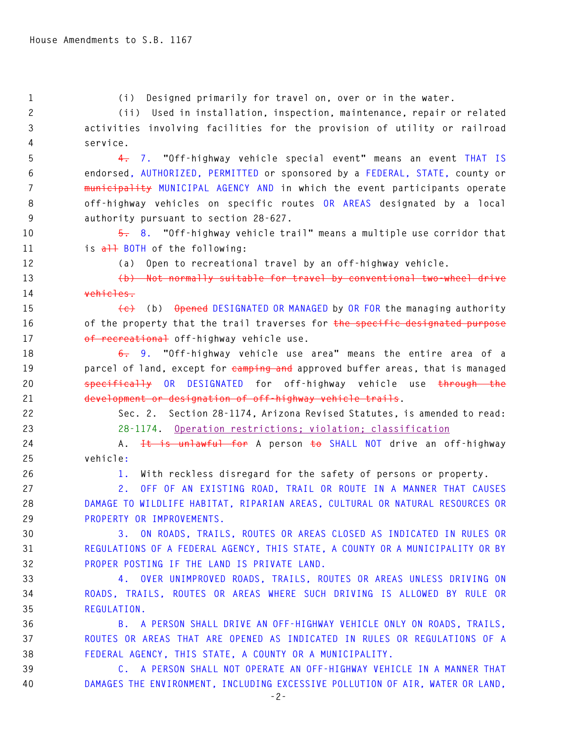(i) Designed primarily for travel on, over or in the water.

(ii) Used in installation, inspection, maintenance, repair or related activities involving facilities for the provision of utility or railroad service.

~~4.~~ 7. "Off-highway vehicle special event" means an event THAT IS endorsed, AUTHORIZED, PERMITTED or sponsored by a FEDERAL, STATE, county or ~~municipality~~ MUNICIPAL AGENCY AND in which the event participants operate off-highway vehicles on specific routes OR AREAS designated by a local authority pursuant to section 28-627.

~~5.~~ 8. "Off-highway vehicle trail" means a multiple use corridor that is ~~all~~ BOTH of the following:

(a) Open to recreational travel by an off-highway vehicle.

~~(b) Not normally suitable for travel by conventional two-wheel drive vehicles.~~

~~(c)~~ (b) ~~Opened~~ DESIGNATED OR MANAGED by OR FOR the managing authority of the property that the trail traverses for ~~the specific designated purpose of recreational~~ off-highway vehicle use.

~~6.~~ 9. "Off-highway vehicle use area" means the entire area of a parcel of land, except for ~~camping and~~ approved buffer areas, that is managed ~~specifically~~ OR DESIGNATED for off-highway vehicle use ~~through the development or designation of off-highway vehicle trails~~.

Sec. 2. Section 28-1174, Arizona Revised Statutes, is amended to read:

28-1174. Operation restrictions; violation; classification

A. ~~It is unlawful for~~ A person ~~to~~ SHALL NOT drive an off-highway vehicle:

1. With reckless disregard for the safety of persons or property.

2. OFF OF AN EXISTING ROAD, TRAIL OR ROUTE IN A MANNER THAT CAUSES DAMAGE TO WILDLIFE HABITAT, RIPARIAN AREAS, CULTURAL OR NATURAL RESOURCES OR PROPERTY OR IMPROVEMENTS.

3. ON ROADS, TRAILS, ROUTES OR AREAS CLOSED AS INDICATED IN RULES OR REGULATIONS OF A FEDERAL AGENCY, THIS STATE, A COUNTY OR A MUNICIPALITY OR BY PROPER POSTING IF THE LAND IS PRIVATE LAND.

4. OVER UNIMPROVED ROADS, TRAILS, ROUTES OR AREAS UNLESS DRIVING ON ROADS, TRAILS, ROUTES OR AREAS WHERE SUCH DRIVING IS ALLOWED BY RULE OR REGULATION.

B. A PERSON SHALL DRIVE AN OFF-HIGHWAY VEHICLE ONLY ON ROADS, TRAILS, ROUTES OR AREAS THAT ARE OPENED AS INDICATED IN RULES OR REGULATIONS OF A FEDERAL AGENCY, THIS STATE, A COUNTY OR A MUNICIPALITY.

C. A PERSON SHALL NOT OPERATE AN OFF-HIGHWAY VEHICLE IN A MANNER THAT DAMAGES THE ENVIRONMENT, INCLUDING EXCESSIVE POLLUTION OF AIR, WATER OR LAND,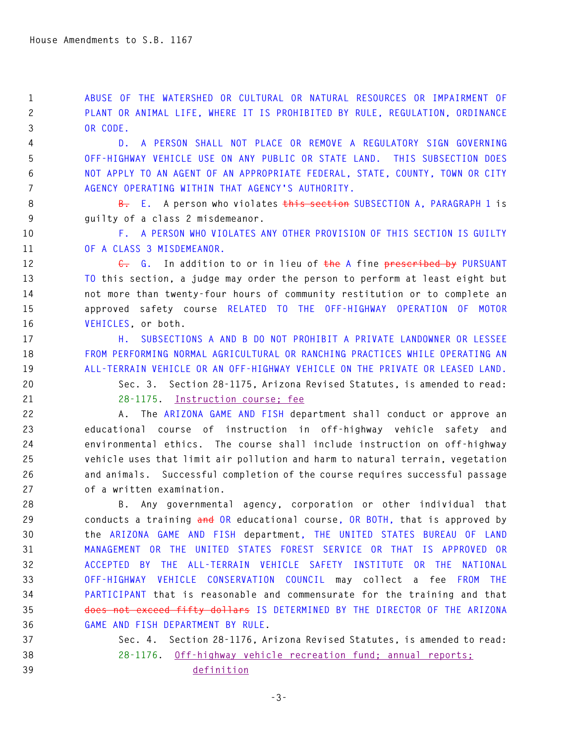ABUSE OF THE WATERSHED OR CULTURAL OR NATURAL RESOURCES OR IMPAIRMENT OF PLANT OR ANIMAL LIFE, WHERE IT IS PROHIBITED BY RULE, REGULATION, ORDINANCE OR CODE.

D. A PERSON SHALL NOT PLACE OR REMOVE A REGULATORY SIGN GOVERNING OFF-HIGHWAY VEHICLE USE ON ANY PUBLIC OR STATE LAND. THIS SUBSECTION DOES NOT APPLY TO AN AGENT OF AN APPROPRIATE FEDERAL, STATE, COUNTY, TOWN OR CITY AGENCY OPERATING WITHIN THAT AGENCY'S AUTHORITY.

~~B.~~ E. A person who violates ~~this section~~ SUBSECTION A, PARAGRAPH 1 is guilty of a class 2 misdemeanor.

F. A PERSON WHO VIOLATES ANY OTHER PROVISION OF THIS SECTION IS GUILTY OF A CLASS 3 MISDEMEANOR.

~~C.~~ G. In addition to or in lieu of ~~the~~ A fine ~~prescribed by~~ PURSUANT TO this section, a judge may order the person to perform at least eight but not more than twenty-four hours of community restitution or to complete an approved safety course RELATED TO THE OFF-HIGHWAY OPERATION OF MOTOR VEHICLES, or both.

H. SUBSECTIONS A AND B DO NOT PROHIBIT A PRIVATE LANDOWNER OR LESSEE FROM PERFORMING NORMAL AGRICULTURAL OR RANCHING PRACTICES WHILE OPERATING AN ALL-TERRAIN VEHICLE OR AN OFF-HIGHWAY VEHICLE ON THE PRIVATE OR LEASED LAND.

Sec. 3. Section 28-1175, Arizona Revised Statutes, is amended to read:

28-1175. Instruction course; fee

A. The ARIZONA GAME AND FISH department shall conduct or approve an educational course of instruction in off-highway vehicle safety and environmental ethics. The course shall include instruction on off-highway vehicle uses that limit air pollution and harm to natural terrain, vegetation and animals. Successful completion of the course requires successful passage of a written examination.

B. Any governmental agency, corporation or other individual that conducts a training ~~and~~ OR educational course, OR BOTH, that is approved by the ARIZONA GAME AND FISH department, THE UNITED STATES BUREAU OF LAND MANAGEMENT OR THE UNITED STATES FOREST SERVICE OR THAT IS APPROVED OR ACCEPTED BY THE ALL-TERRAIN VEHICLE SAFETY INSTITUTE OR THE NATIONAL OFF-HIGHWAY VEHICLE CONSERVATION COUNCIL may collect a fee FROM THE PARTICIPANT that is reasonable and commensurate for the training and that ~~does not exceed fifty dollars~~ IS DETERMINED BY THE DIRECTOR OF THE ARIZONA GAME AND FISH DEPARTMENT BY RULE.

Sec. 4. Section 28-1176, Arizona Revised Statutes, is amended to read:

28-1176. Off-highway vehicle recreation fund; annual reports; definition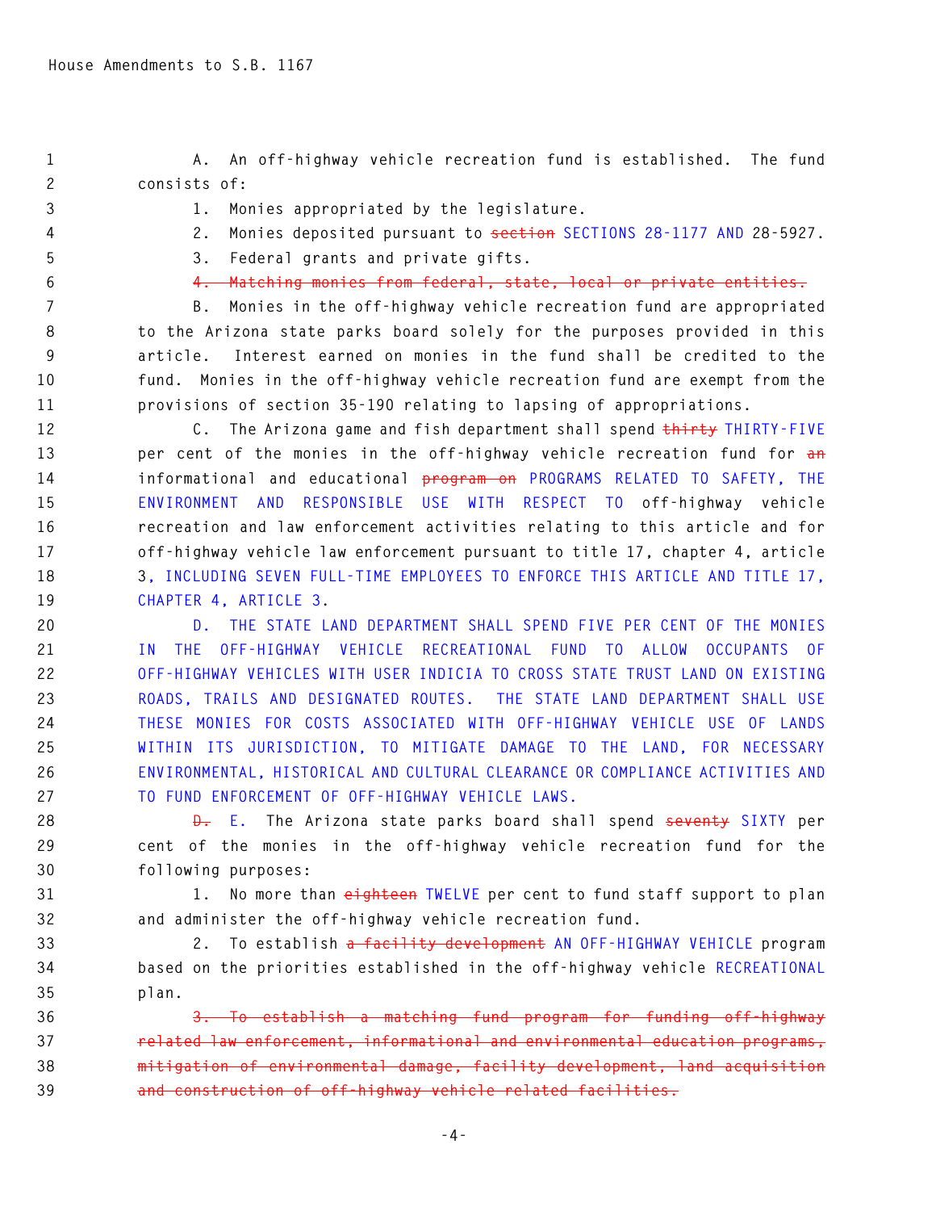A. An off-highway vehicle recreation fund is established. The fund consists of:

1. Monies appropriated by the legislature.

2. Monies deposited pursuant to ~~section~~ SECTIONS 28-1177 AND 28-5927.

3. Federal grants and private gifts.

~~4. Matching monies from federal, state, local or private entities.~~

B. Monies in the off-highway vehicle recreation fund are appropriated to the Arizona state parks board solely for the purposes provided in this article. Interest earned on monies in the fund shall be credited to the fund. Monies in the off-highway vehicle recreation fund are exempt from the provisions of section 35-190 relating to lapsing of appropriations.

C. The Arizona game and fish department shall spend ~~thirty~~ THIRTY-FIVE per cent of the monies in the off-highway vehicle recreation fund for ~~an~~ informational and educational ~~program on~~ PROGRAMS RELATED TO SAFETY, THE ENVIRONMENT AND RESPONSIBLE USE WITH RESPECT TO off-highway vehicle recreation and law enforcement activities relating to this article and for off-highway vehicle law enforcement pursuant to title 17, chapter 4, article 3, INCLUDING SEVEN FULL-TIME EMPLOYEES TO ENFORCE THIS ARTICLE AND TITLE 17, CHAPTER 4, ARTICLE 3.

D. THE STATE LAND DEPARTMENT SHALL SPEND FIVE PER CENT OF THE MONIES IN THE OFF-HIGHWAY VEHICLE RECREATIONAL FUND TO ALLOW OCCUPANTS OF OFF-HIGHWAY VEHICLES WITH USER INDICIA TO CROSS STATE TRUST LAND ON EXISTING ROADS, TRAILS AND DESIGNATED ROUTES. THE STATE LAND DEPARTMENT SHALL USE THESE MONIES FOR COSTS ASSOCIATED WITH OFF-HIGHWAY VEHICLE USE OF LANDS WITHIN ITS JURISDICTION, TO MITIGATE DAMAGE TO THE LAND, FOR NECESSARY ENVIRONMENTAL, HISTORICAL AND CULTURAL CLEARANCE OR COMPLIANCE ACTIVITIES AND TO FUND ENFORCEMENT OF OFF-HIGHWAY VEHICLE LAWS.

~~D.~~ E. The Arizona state parks board shall spend ~~seventy~~ SIXTY per cent of the monies in the off-highway vehicle recreation fund for the following purposes:

1. No more than ~~eighteen~~ TWELVE per cent to fund staff support to plan and administer the off-highway vehicle recreation fund.

2. To establish ~~a facility development~~ AN OFF-HIGHWAY VEHICLE program based on the priorities established in the off-highway vehicle RECREATIONAL plan.

~~3. To establish a matching fund program for funding off-highway related law enforcement, informational and environmental education programs, mitigation of environmental damage, facility development, land acquisition and construction of off-highway vehicle related facilities.~~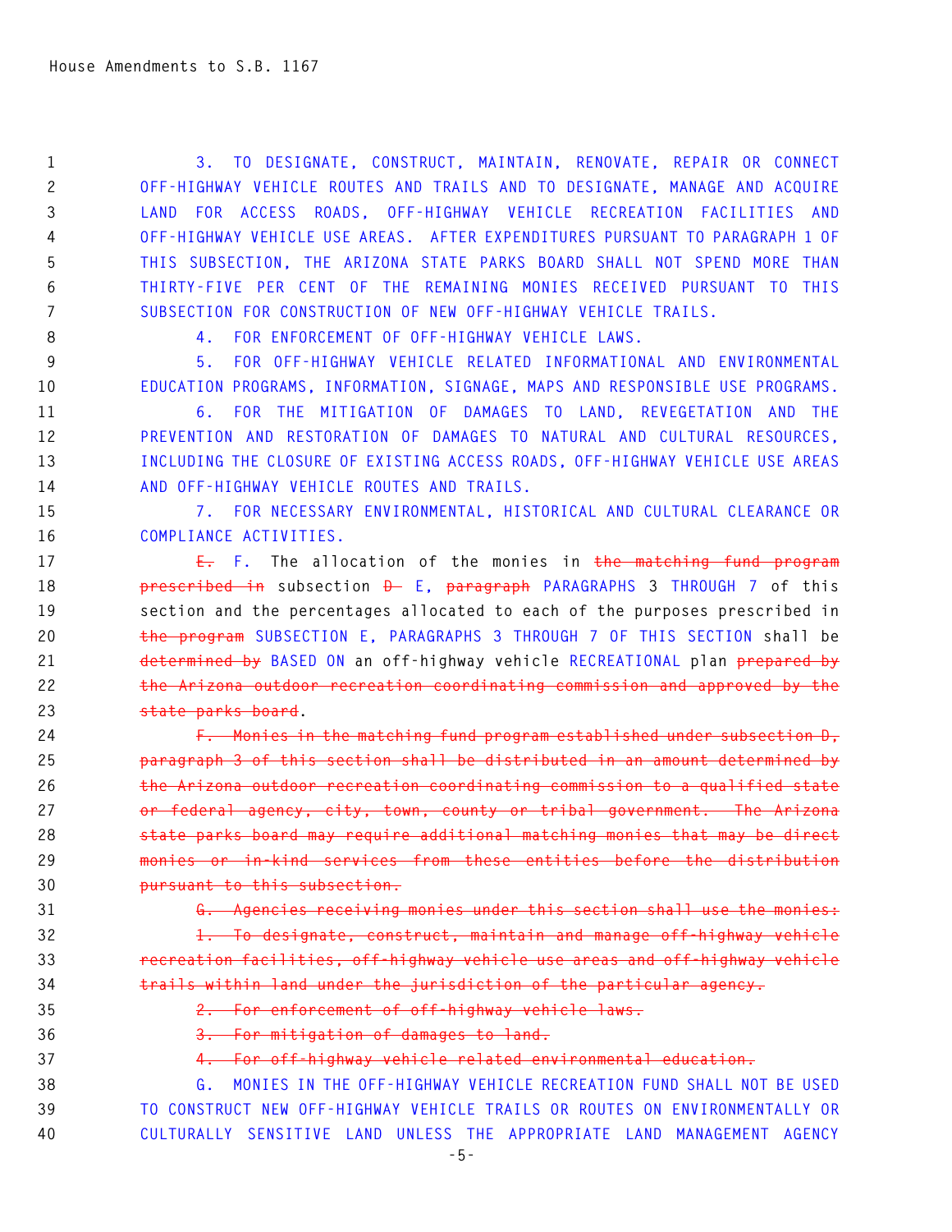3. TO DESIGNATE, CONSTRUCT, MAINTAIN, RENOVATE, REPAIR OR CONNECT OFF-HIGHWAY VEHICLE ROUTES AND TRAILS AND TO DESIGNATE, MANAGE AND ACQUIRE LAND FOR ACCESS ROADS, OFF-HIGHWAY VEHICLE RECREATION FACILITIES AND OFF-HIGHWAY VEHICLE USE AREAS. AFTER EXPENDITURES PURSUANT TO PARAGRAPH 1 OF THIS SUBSECTION, THE ARIZONA STATE PARKS BOARD SHALL NOT SPEND MORE THAN THIRTY-FIVE PER CENT OF THE REMAINING MONIES RECEIVED PURSUANT TO THIS SUBSECTION FOR CONSTRUCTION OF NEW OFF-HIGHWAY VEHICLE TRAILS.

4. FOR ENFORCEMENT OF OFF-HIGHWAY VEHICLE LAWS.

5. FOR OFF-HIGHWAY VEHICLE RELATED INFORMATIONAL AND ENVIRONMENTAL EDUCATION PROGRAMS, INFORMATION, SIGNAGE, MAPS AND RESPONSIBLE USE PROGRAMS.

6. FOR THE MITIGATION OF DAMAGES TO LAND, REVEGETATION AND THE PREVENTION AND RESTORATION OF DAMAGES TO NATURAL AND CULTURAL RESOURCES, INCLUDING THE CLOSURE OF EXISTING ACCESS ROADS, OFF-HIGHWAY VEHICLE USE AREAS AND OFF-HIGHWAY VEHICLE ROUTES AND TRAILS.

7. FOR NECESSARY ENVIRONMENTAL, HISTORICAL AND CULTURAL CLEARANCE OR COMPLIANCE ACTIVITIES.

~~E.~~ F. The allocation of the monies in ~~the matching fund program prescribed in~~ subsection ~~D~~ E, ~~paragraph~~ PARAGRAPHS 3 THROUGH 7 of this section and the percentages allocated to each of the purposes prescribed in ~~the program~~ SUBSECTION E, PARAGRAPHS 3 THROUGH 7 OF THIS SECTION shall be ~~determined by~~ BASED ON an off-highway vehicle RECREATIONAL plan ~~prepared by the Arizona outdoor recreation coordinating commission and approved by the state parks board~~.

~~F. Monies in the matching fund program established under subsection D, paragraph 3 of this section shall be distributed in an amount determined by the Arizona outdoor recreation coordinating commission to a qualified state or federal agency, city, town, county or tribal government. The Arizona state parks board may require additional matching monies that may be direct monies or in-kind services from these entities before the distribution pursuant to this subsection.~~

~~G. Agencies receiving monies under this section shall use the monies:~~

~~1. To designate, construct, maintain and manage off-highway vehicle recreation facilities, off-highway vehicle use areas and off-highway vehicle trails within land under the jurisdiction of the particular agency.~~

~~2. For enforcement of off-highway vehicle laws.~~

~~3. For mitigation of damages to land.~~

~~4. For off-highway vehicle related environmental education.~~

G. MONIES IN THE OFF-HIGHWAY VEHICLE RECREATION FUND SHALL NOT BE USED TO CONSTRUCT NEW OFF-HIGHWAY VEHICLE TRAILS OR ROUTES ON ENVIRONMENTALLY OR CULTURALLY SENSITIVE LAND UNLESS THE APPROPRIATE LAND MANAGEMENT AGENCY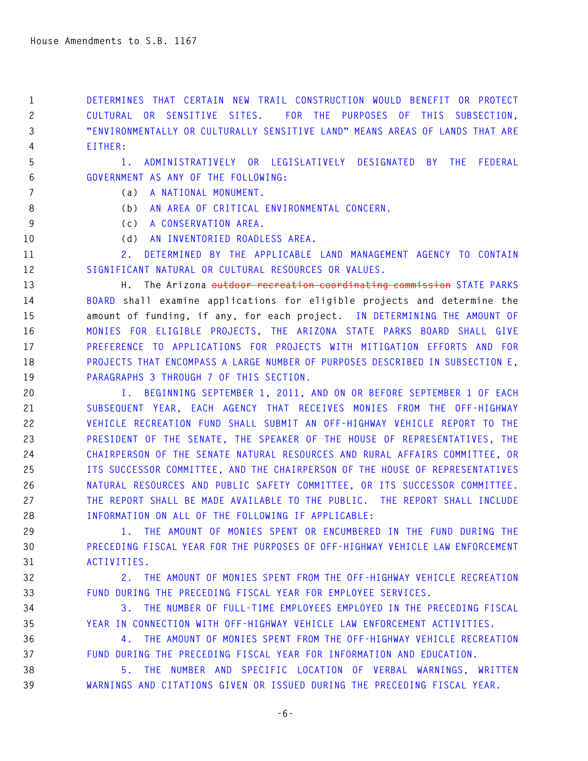DETERMINES THAT CERTAIN NEW TRAIL CONSTRUCTION WOULD BENEFIT OR PROTECT CULTURAL OR SENSITIVE SITES. FOR THE PURPOSES OF THIS SUBSECTION, "ENVIRONMENTALLY OR CULTURALLY SENSITIVE LAND" MEANS AREAS OF LANDS THAT ARE EITHER:

1. ADMINISTRATIVELY OR LEGISLATIVELY DESIGNATED BY THE FEDERAL GOVERNMENT AS ANY OF THE FOLLOWING:

(a) A NATIONAL MONUMENT.

(b) AN AREA OF CRITICAL ENVIRONMENTAL CONCERN.

(c) A CONSERVATION AREA.

(d) AN INVENTORIED ROADLESS AREA.

2. DETERMINED BY THE APPLICABLE LAND MANAGEMENT AGENCY TO CONTAIN SIGNIFICANT NATURAL OR CULTURAL RESOURCES OR VALUES.

H. The Arizona ~~outdoor recreation coordinating commission~~ STATE PARKS BOARD shall examine applications for eligible projects and determine the amount of funding, if any, for each project. IN DETERMINING THE AMOUNT OF MONIES FOR ELIGIBLE PROJECTS, THE ARIZONA STATE PARKS BOARD SHALL GIVE PREFERENCE TO APPLICATIONS FOR PROJECTS WITH MITIGATION EFFORTS AND FOR PROJECTS THAT ENCOMPASS A LARGE NUMBER OF PURPOSES DESCRIBED IN SUBSECTION E, PARAGRAPHS 3 THROUGH 7 OF THIS SECTION.

I. BEGINNING SEPTEMBER 1, 2011, AND ON OR BEFORE SEPTEMBER 1 OF EACH SUBSEQUENT YEAR, EACH AGENCY THAT RECEIVES MONIES FROM THE OFF-HIGHWAY VEHICLE RECREATION FUND SHALL SUBMIT AN OFF-HIGHWAY VEHICLE REPORT TO THE PRESIDENT OF THE SENATE, THE SPEAKER OF THE HOUSE OF REPRESENTATIVES, THE CHAIRPERSON OF THE SENATE NATURAL RESOURCES AND RURAL AFFAIRS COMMITTEE, OR ITS SUCCESSOR COMMITTEE, AND THE CHAIRPERSON OF THE HOUSE OF REPRESENTATIVES NATURAL RESOURCES AND PUBLIC SAFETY COMMITTEE, OR ITS SUCCESSOR COMMITTEE. THE REPORT SHALL BE MADE AVAILABLE TO THE PUBLIC. THE REPORT SHALL INCLUDE INFORMATION ON ALL OF THE FOLLOWING IF APPLICABLE:

1. THE AMOUNT OF MONIES SPENT OR ENCUMBERED IN THE FUND DURING THE PRECEDING FISCAL YEAR FOR THE PURPOSES OF OFF-HIGHWAY VEHICLE LAW ENFORCEMENT ACTIVITIES.

2. THE AMOUNT OF MONIES SPENT FROM THE OFF-HIGHWAY VEHICLE RECREATION FUND DURING THE PRECEDING FISCAL YEAR FOR EMPLOYEE SERVICES.

3. THE NUMBER OF FULL-TIME EMPLOYEES EMPLOYED IN THE PRECEDING FISCAL YEAR IN CONNECTION WITH OFF-HIGHWAY VEHICLE LAW ENFORCEMENT ACTIVITIES.

4. THE AMOUNT OF MONIES SPENT FROM THE OFF-HIGHWAY VEHICLE RECREATION FUND DURING THE PRECEDING FISCAL YEAR FOR INFORMATION AND EDUCATION.

5. THE NUMBER AND SPECIFIC LOCATION OF VERBAL WARNINGS, WRITTEN WARNINGS AND CITATIONS GIVEN OR ISSUED DURING THE PRECEDING FISCAL YEAR.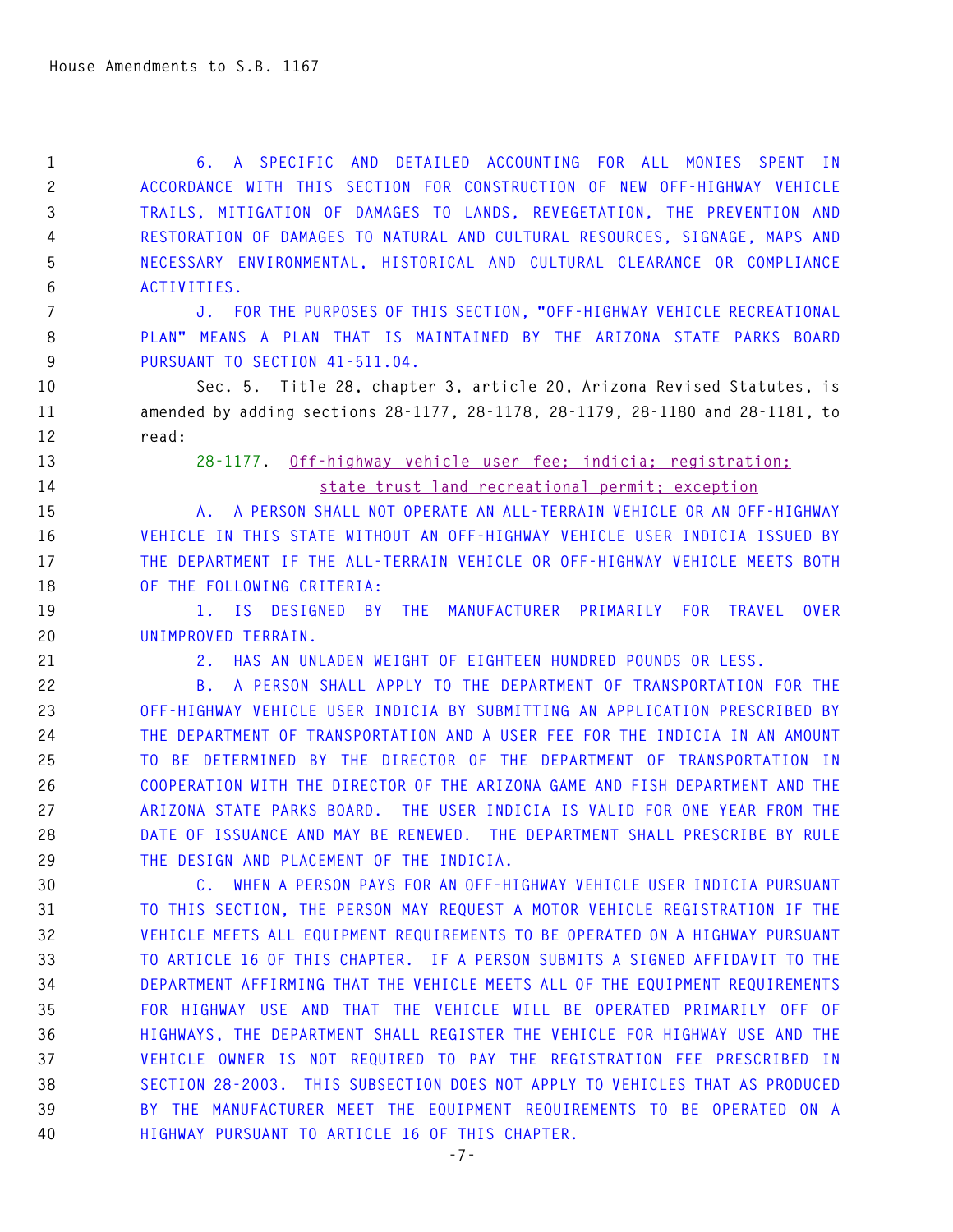6. A SPECIFIC AND DETAILED ACCOUNTING FOR ALL MONIES SPENT IN ACCORDANCE WITH THIS SECTION FOR CONSTRUCTION OF NEW OFF-HIGHWAY VEHICLE TRAILS, MITIGATION OF DAMAGES TO LANDS, REVEGETATION, THE PREVENTION AND RESTORATION OF DAMAGES TO NATURAL AND CULTURAL RESOURCES, SIGNAGE, MAPS AND NECESSARY ENVIRONMENTAL, HISTORICAL AND CULTURAL CLEARANCE OR COMPLIANCE ACTIVITIES.

J. FOR THE PURPOSES OF THIS SECTION, "OFF-HIGHWAY VEHICLE RECREATIONAL PLAN" MEANS A PLAN THAT IS MAINTAINED BY THE ARIZONA STATE PARKS BOARD PURSUANT TO SECTION 41-511.04.

Sec. 5. Title 28, chapter 3, article 20, Arizona Revised Statutes, is amended by adding sections 28-1177, 28-1178, 28-1179, 28-1180 and 28-1181, to read:

28-1177. Off-highway vehicle user fee; indicia; registration; state trust land recreational permit; exception

A. A PERSON SHALL NOT OPERATE AN ALL-TERRAIN VEHICLE OR AN OFF-HIGHWAY VEHICLE IN THIS STATE WITHOUT AN OFF-HIGHWAY VEHICLE USER INDICIA ISSUED BY THE DEPARTMENT IF THE ALL-TERRAIN VEHICLE OR OFF-HIGHWAY VEHICLE MEETS BOTH OF THE FOLLOWING CRITERIA:

1. IS DESIGNED BY THE MANUFACTURER PRIMARILY FOR TRAVEL OVER UNIMPROVED TERRAIN.

2. HAS AN UNLADEN WEIGHT OF EIGHTEEN HUNDRED POUNDS OR LESS.

B. A PERSON SHALL APPLY TO THE DEPARTMENT OF TRANSPORTATION FOR THE OFF-HIGHWAY VEHICLE USER INDICIA BY SUBMITTING AN APPLICATION PRESCRIBED BY THE DEPARTMENT OF TRANSPORTATION AND A USER FEE FOR THE INDICIA IN AN AMOUNT TO BE DETERMINED BY THE DIRECTOR OF THE DEPARTMENT OF TRANSPORTATION IN COOPERATION WITH THE DIRECTOR OF THE ARIZONA GAME AND FISH DEPARTMENT AND THE ARIZONA STATE PARKS BOARD. THE USER INDICIA IS VALID FOR ONE YEAR FROM THE DATE OF ISSUANCE AND MAY BE RENEWED. THE DEPARTMENT SHALL PRESCRIBE BY RULE THE DESIGN AND PLACEMENT OF THE INDICIA.

C. WHEN A PERSON PAYS FOR AN OFF-HIGHWAY VEHICLE USER INDICIA PURSUANT TO THIS SECTION, THE PERSON MAY REQUEST A MOTOR VEHICLE REGISTRATION IF THE VEHICLE MEETS ALL EQUIPMENT REQUIREMENTS TO BE OPERATED ON A HIGHWAY PURSUANT TO ARTICLE 16 OF THIS CHAPTER. IF A PERSON SUBMITS A SIGNED AFFIDAVIT TO THE DEPARTMENT AFFIRMING THAT THE VEHICLE MEETS ALL OF THE EQUIPMENT REQUIREMENTS FOR HIGHWAY USE AND THAT THE VEHICLE WILL BE OPERATED PRIMARILY OFF OF HIGHWAYS, THE DEPARTMENT SHALL REGISTER THE VEHICLE FOR HIGHWAY USE AND THE VEHICLE OWNER IS NOT REQUIRED TO PAY THE REGISTRATION FEE PRESCRIBED IN SECTION 28-2003. THIS SUBSECTION DOES NOT APPLY TO VEHICLES THAT AS PRODUCED BY THE MANUFACTURER MEET THE EQUIPMENT REQUIREMENTS TO BE OPERATED ON A HIGHWAY PURSUANT TO ARTICLE 16 OF THIS CHAPTER.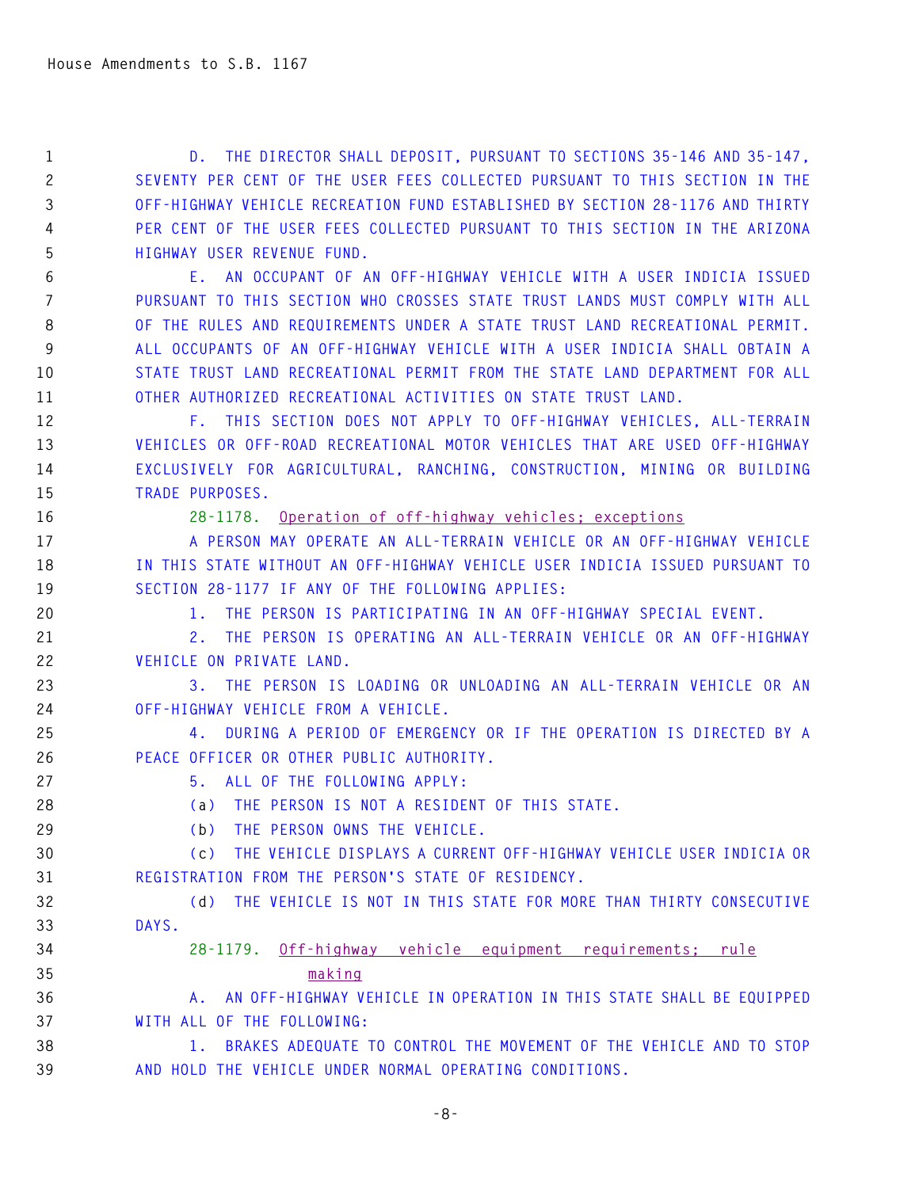D. THE DIRECTOR SHALL DEPOSIT, PURSUANT TO SECTIONS 35-146 AND 35-147, SEVENTY PER CENT OF THE USER FEES COLLECTED PURSUANT TO THIS SECTION IN THE OFF-HIGHWAY VEHICLE RECREATION FUND ESTABLISHED BY SECTION 28-1176 AND THIRTY PER CENT OF THE USER FEES COLLECTED PURSUANT TO THIS SECTION IN THE ARIZONA HIGHWAY USER REVENUE FUND.

E. AN OCCUPANT OF AN OFF-HIGHWAY VEHICLE WITH A USER INDICIA ISSUED PURSUANT TO THIS SECTION WHO CROSSES STATE TRUST LANDS MUST COMPLY WITH ALL OF THE RULES AND REQUIREMENTS UNDER A STATE TRUST LAND RECREATIONAL PERMIT. ALL OCCUPANTS OF AN OFF-HIGHWAY VEHICLE WITH A USER INDICIA SHALL OBTAIN A STATE TRUST LAND RECREATIONAL PERMIT FROM THE STATE LAND DEPARTMENT FOR ALL OTHER AUTHORIZED RECREATIONAL ACTIVITIES ON STATE TRUST LAND.

F. THIS SECTION DOES NOT APPLY TO OFF-HIGHWAY VEHICLES, ALL-TERRAIN VEHICLES OR OFF-ROAD RECREATIONAL MOTOR VEHICLES THAT ARE USED OFF-HIGHWAY EXCLUSIVELY FOR AGRICULTURAL, RANCHING, CONSTRUCTION, MINING OR BUILDING TRADE PURPOSES.

28-1178. Operation of off-highway vehicles; exceptions

A PERSON MAY OPERATE AN ALL-TERRAIN VEHICLE OR AN OFF-HIGHWAY VEHICLE IN THIS STATE WITHOUT AN OFF-HIGHWAY VEHICLE USER INDICIA ISSUED PURSUANT TO SECTION 28-1177 IF ANY OF THE FOLLOWING APPLIES:

1. THE PERSON IS PARTICIPATING IN AN OFF-HIGHWAY SPECIAL EVENT.

2. THE PERSON IS OPERATING AN ALL-TERRAIN VEHICLE OR AN OFF-HIGHWAY VEHICLE ON PRIVATE LAND.

3. THE PERSON IS LOADING OR UNLOADING AN ALL-TERRAIN VEHICLE OR AN OFF-HIGHWAY VEHICLE FROM A VEHICLE.

4. DURING A PERIOD OF EMERGENCY OR IF THE OPERATION IS DIRECTED BY A PEACE OFFICER OR OTHER PUBLIC AUTHORITY.

5. ALL OF THE FOLLOWING APPLY:

(a) THE PERSON IS NOT A RESIDENT OF THIS STATE.

(b) THE PERSON OWNS THE VEHICLE.

(c) THE VEHICLE DISPLAYS A CURRENT OFF-HIGHWAY VEHICLE USER INDICIA OR REGISTRATION FROM THE PERSON'S STATE OF RESIDENCY.

(d) THE VEHICLE IS NOT IN THIS STATE FOR MORE THAN THIRTY CONSECUTIVE DAYS.

28-1179. Off-highway vehicle equipment requirements; rule making

A. AN OFF-HIGHWAY VEHICLE IN OPERATION IN THIS STATE SHALL BE EQUIPPED WITH ALL OF THE FOLLOWING:

1. BRAKES ADEQUATE TO CONTROL THE MOVEMENT OF THE VEHICLE AND TO STOP AND HOLD THE VEHICLE UNDER NORMAL OPERATING CONDITIONS.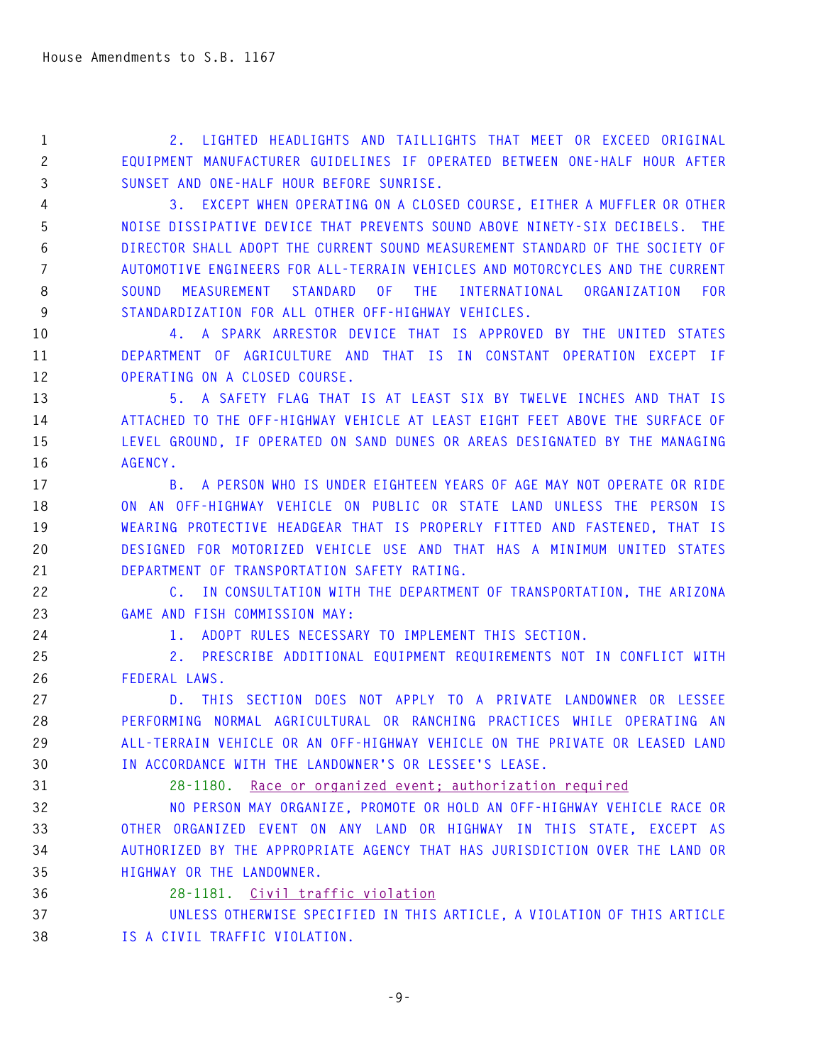2. LIGHTED HEADLIGHTS AND TAILLIGHTS THAT MEET OR EXCEED ORIGINAL EQUIPMENT MANUFACTURER GUIDELINES IF OPERATED BETWEEN ONE-HALF HOUR AFTER SUNSET AND ONE-HALF HOUR BEFORE SUNRISE.

3. EXCEPT WHEN OPERATING ON A CLOSED COURSE, EITHER A MUFFLER OR OTHER NOISE DISSIPATIVE DEVICE THAT PREVENTS SOUND ABOVE NINETY-SIX DECIBELS. THE DIRECTOR SHALL ADOPT THE CURRENT SOUND MEASUREMENT STANDARD OF THE SOCIETY OF AUTOMOTIVE ENGINEERS FOR ALL-TERRAIN VEHICLES AND MOTORCYCLES AND THE CURRENT SOUND MEASUREMENT STANDARD OF THE INTERNATIONAL ORGANIZATION FOR STANDARDIZATION FOR ALL OTHER OFF-HIGHWAY VEHICLES.

4. A SPARK ARRESTOR DEVICE THAT IS APPROVED BY THE UNITED STATES DEPARTMENT OF AGRICULTURE AND THAT IS IN CONSTANT OPERATION EXCEPT IF OPERATING ON A CLOSED COURSE.

5. A SAFETY FLAG THAT IS AT LEAST SIX BY TWELVE INCHES AND THAT IS ATTACHED TO THE OFF-HIGHWAY VEHICLE AT LEAST EIGHT FEET ABOVE THE SURFACE OF LEVEL GROUND, IF OPERATED ON SAND DUNES OR AREAS DESIGNATED BY THE MANAGING AGENCY.

B. A PERSON WHO IS UNDER EIGHTEEN YEARS OF AGE MAY NOT OPERATE OR RIDE ON AN OFF-HIGHWAY VEHICLE ON PUBLIC OR STATE LAND UNLESS THE PERSON IS WEARING PROTECTIVE HEADGEAR THAT IS PROPERLY FITTED AND FASTENED, THAT IS DESIGNED FOR MOTORIZED VEHICLE USE AND THAT HAS A MINIMUM UNITED STATES DEPARTMENT OF TRANSPORTATION SAFETY RATING.

C. IN CONSULTATION WITH THE DEPARTMENT OF TRANSPORTATION, THE ARIZONA GAME AND FISH COMMISSION MAY:

1. ADOPT RULES NECESSARY TO IMPLEMENT THIS SECTION.

2. PRESCRIBE ADDITIONAL EQUIPMENT REQUIREMENTS NOT IN CONFLICT WITH FEDERAL LAWS.

D. THIS SECTION DOES NOT APPLY TO A PRIVATE LANDOWNER OR LESSEE PERFORMING NORMAL AGRICULTURAL OR RANCHING PRACTICES WHILE OPERATING AN ALL-TERRAIN VEHICLE OR AN OFF-HIGHWAY VEHICLE ON THE PRIVATE OR LEASED LAND IN ACCORDANCE WITH THE LANDOWNER'S OR LESSEE'S LEASE.

28-1180. Race or organized event; authorization required

NO PERSON MAY ORGANIZE, PROMOTE OR HOLD AN OFF-HIGHWAY VEHICLE RACE OR OTHER ORGANIZED EVENT ON ANY LAND OR HIGHWAY IN THIS STATE, EXCEPT AS AUTHORIZED BY THE APPROPRIATE AGENCY THAT HAS JURISDICTION OVER THE LAND OR HIGHWAY OR THE LANDOWNER.

28-1181. Civil traffic violation

UNLESS OTHERWISE SPECIFIED IN THIS ARTICLE, A VIOLATION OF THIS ARTICLE IS A CIVIL TRAFFIC VIOLATION.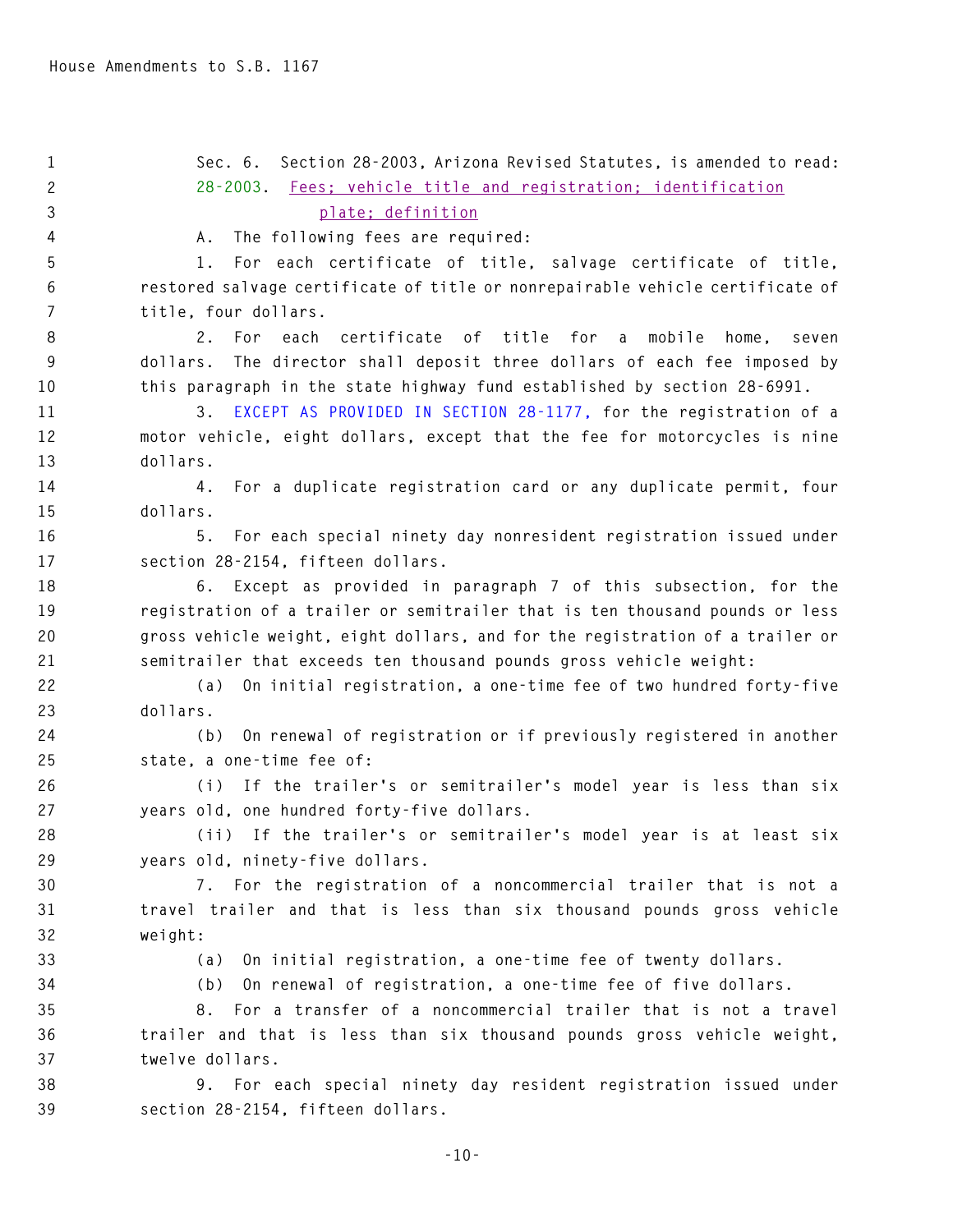Sec. 6. Section 28-2003, Arizona Revised Statutes, is amended to read:

28-2003. Fees; vehicle title and registration; identification plate; definition

A. The following fees are required:

1. For each certificate of title, salvage certificate of title, restored salvage certificate of title or nonrepairable vehicle certificate of title, four dollars.

2. For each certificate of title for a mobile home, seven dollars. The director shall deposit three dollars of each fee imposed by this paragraph in the state highway fund established by section 28-6991.

3. EXCEPT AS PROVIDED IN SECTION 28-1177, for the registration of a motor vehicle, eight dollars, except that the fee for motorcycles is nine dollars.

4. For a duplicate registration card or any duplicate permit, four dollars.

5. For each special ninety day nonresident registration issued under section 28-2154, fifteen dollars.

6. Except as provided in paragraph 7 of this subsection, for the registration of a trailer or semitrailer that is ten thousand pounds or less gross vehicle weight, eight dollars, and for the registration of a trailer or semitrailer that exceeds ten thousand pounds gross vehicle weight:

(a) On initial registration, a one-time fee of two hundred forty-five dollars.

(b) On renewal of registration or if previously registered in another state, a one-time fee of:

(i) If the trailer's or semitrailer's model year is less than six years old, one hundred forty-five dollars.

(ii) If the trailer's or semitrailer's model year is at least six years old, ninety-five dollars.

7. For the registration of a noncommercial trailer that is not a travel trailer and that is less than six thousand pounds gross vehicle weight:

(a) On initial registration, a one-time fee of twenty dollars.

(b) On renewal of registration, a one-time fee of five dollars.

8. For a transfer of a noncommercial trailer that is not a travel trailer and that is less than six thousand pounds gross vehicle weight, twelve dollars.

9. For each special ninety day resident registration issued under section 28-2154, fifteen dollars.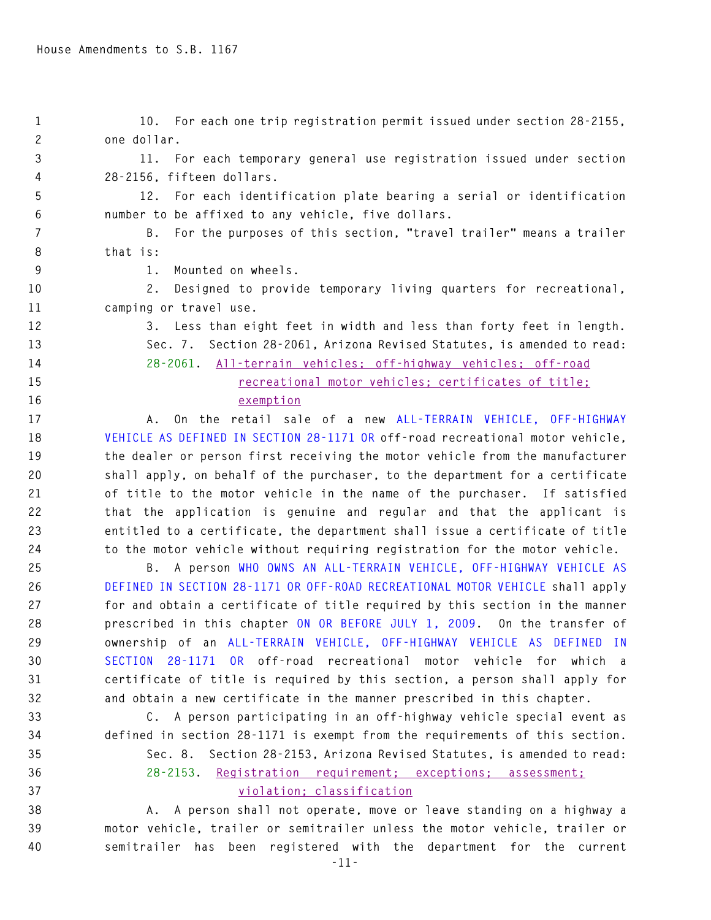10. For each one trip registration permit issued under section 28-2155, one dollar.

11. For each temporary general use registration issued under section 28-2156, fifteen dollars.

12. For each identification plate bearing a serial or identification number to be affixed to any vehicle, five dollars.

B. For the purposes of this section, "travel trailer" means a trailer that is:

1. Mounted on wheels.

2. Designed to provide temporary living quarters for recreational, camping or travel use.

3. Less than eight feet in width and less than forty feet in length.

Sec. 7. Section 28-2061, Arizona Revised Statutes, is amended to read:

28-2061. All-terrain vehicles; off-highway vehicles; off-road recreational motor vehicles; certificates of title; exemption

A. On the retail sale of a new ALL-TERRAIN VEHICLE, OFF-HIGHWAY VEHICLE AS DEFINED IN SECTION 28-1171 OR off-road recreational motor vehicle, the dealer or person first receiving the motor vehicle from the manufacturer shall apply, on behalf of the purchaser, to the department for a certificate of title to the motor vehicle in the name of the purchaser. If satisfied that the application is genuine and regular and that the applicant is entitled to a certificate, the department shall issue a certificate of title to the motor vehicle without requiring registration for the motor vehicle.

B. A person WHO OWNS AN ALL-TERRAIN VEHICLE, OFF-HIGHWAY VEHICLE AS DEFINED IN SECTION 28-1171 OR OFF-ROAD RECREATIONAL MOTOR VEHICLE shall apply for and obtain a certificate of title required by this section in the manner prescribed in this chapter ON OR BEFORE JULY 1, 2009. On the transfer of ownership of an ALL-TERRAIN VEHICLE, OFF-HIGHWAY VEHICLE AS DEFINED IN SECTION 28-1171 OR off-road recreational motor vehicle for which a certificate of title is required by this section, a person shall apply for and obtain a new certificate in the manner prescribed in this chapter.

C. A person participating in an off-highway vehicle special event as defined in section 28-1171 is exempt from the requirements of this section.

Sec. 8. Section 28-2153, Arizona Revised Statutes, is amended to read:

28-2153. Registration requirement; exceptions; assessment; violation; classification

A. A person shall not operate, move or leave standing on a highway a motor vehicle, trailer or semitrailer unless the motor vehicle, trailer or semitrailer has been registered with the department for the current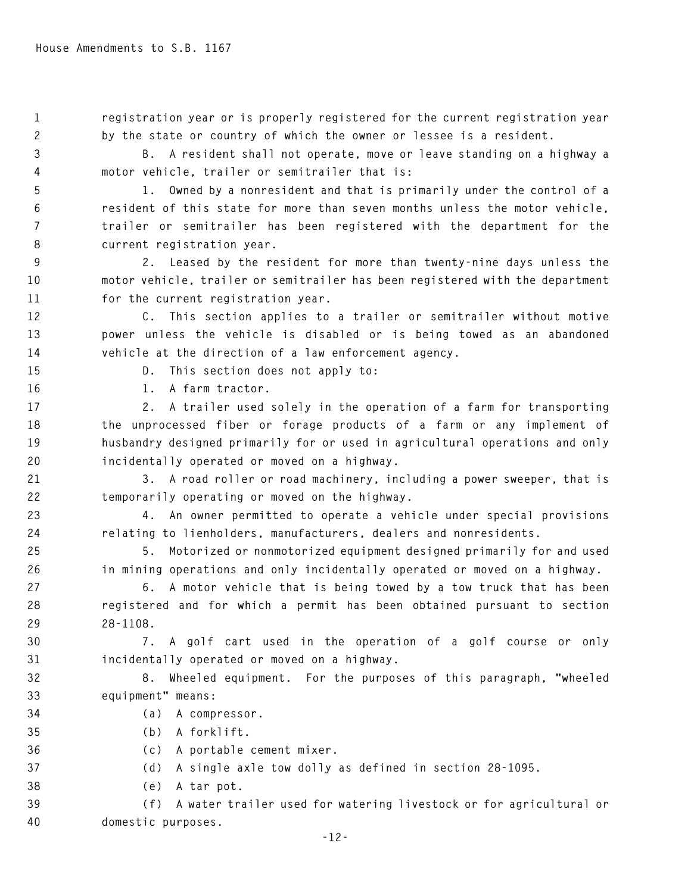registration year or is properly registered for the current registration year by the state or country of which the owner or lessee is a resident.

B. A resident shall not operate, move or leave standing on a highway a motor vehicle, trailer or semitrailer that is:

1. Owned by a nonresident and that is primarily under the control of a resident of this state for more than seven months unless the motor vehicle, trailer or semitrailer has been registered with the department for the current registration year.

2. Leased by the resident for more than twenty-nine days unless the motor vehicle, trailer or semitrailer has been registered with the department for the current registration year.

C. This section applies to a trailer or semitrailer without motive power unless the vehicle is disabled or is being towed as an abandoned vehicle at the direction of a law enforcement agency.

D. This section does not apply to:

1. A farm tractor.

2. A trailer used solely in the operation of a farm for transporting the unprocessed fiber or forage products of a farm or any implement of husbandry designed primarily for or used in agricultural operations and only incidentally operated or moved on a highway.

3. A road roller or road machinery, including a power sweeper, that is temporarily operating or moved on the highway.

4. An owner permitted to operate a vehicle under special provisions relating to lienholders, manufacturers, dealers and nonresidents.

5. Motorized or nonmotorized equipment designed primarily for and used in mining operations and only incidentally operated or moved on a highway.

6. A motor vehicle that is being towed by a tow truck that has been registered and for which a permit has been obtained pursuant to section 28-1108.

7. A golf cart used in the operation of a golf course or only incidentally operated or moved on a highway.

8. Wheeled equipment. For the purposes of this paragraph, "wheeled equipment" means:

(a) A compressor.

(b) A forklift.

(c) A portable cement mixer.

(d) A single axle tow dolly as defined in section 28-1095.

(e) A tar pot.

(f) A water trailer used for watering livestock or for agricultural or domestic purposes.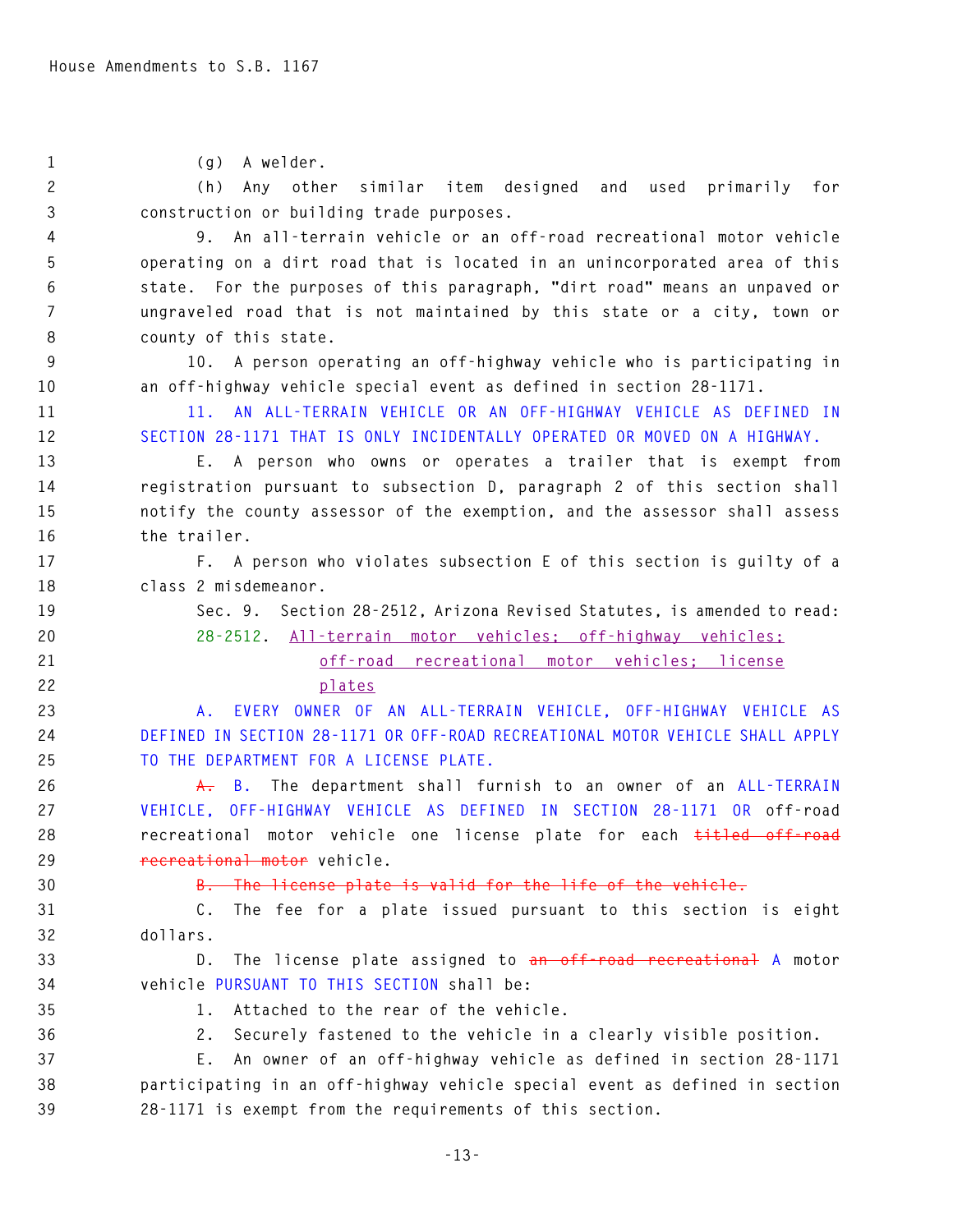(g) A welder.

(h) Any other similar item designed and used primarily for construction or building trade purposes.

9. An all-terrain vehicle or an off-road recreational motor vehicle operating on a dirt road that is located in an unincorporated area of this state. For the purposes of this paragraph, "dirt road" means an unpaved or ungraveled road that is not maintained by this state or a city, town or county of this state.

10. A person operating an off-highway vehicle who is participating in an off-highway vehicle special event as defined in section 28-1171.

11. AN ALL-TERRAIN VEHICLE OR AN OFF-HIGHWAY VEHICLE AS DEFINED IN SECTION 28-1171 THAT IS ONLY INCIDENTALLY OPERATED OR MOVED ON A HIGHWAY.

E. A person who owns or operates a trailer that is exempt from registration pursuant to subsection D, paragraph 2 of this section shall notify the county assessor of the exemption, and the assessor shall assess the trailer.

F. A person who violates subsection E of this section is guilty of a class 2 misdemeanor.

Sec. 9. Section 28-2512, Arizona Revised Statutes, is amended to read:

28-2512. All-terrain motor vehicles; off-highway vehicles; off-road recreational motor vehicles; license plates

A. EVERY OWNER OF AN ALL-TERRAIN VEHICLE, OFF-HIGHWAY VEHICLE AS DEFINED IN SECTION 28-1171 OR OFF-ROAD RECREATIONAL MOTOR VEHICLE SHALL APPLY TO THE DEPARTMENT FOR A LICENSE PLATE.

~~A.~~ B. The department shall furnish to an owner of an ALL-TERRAIN VEHICLE, OFF-HIGHWAY VEHICLE AS DEFINED IN SECTION 28-1171 OR off-road recreational motor vehicle one license plate for each ~~titled off-road recreational motor~~ vehicle.

~~B. The license plate is valid for the life of the vehicle.~~

C. The fee for a plate issued pursuant to this section is eight dollars.

D. The license plate assigned to ~~an off-road recreational~~ A motor vehicle PURSUANT TO THIS SECTION shall be:

1. Attached to the rear of the vehicle.

2. Securely fastened to the vehicle in a clearly visible position.

E. An owner of an off-highway vehicle as defined in section 28-1171 participating in an off-highway vehicle special event as defined in section 28-1171 is exempt from the requirements of this section.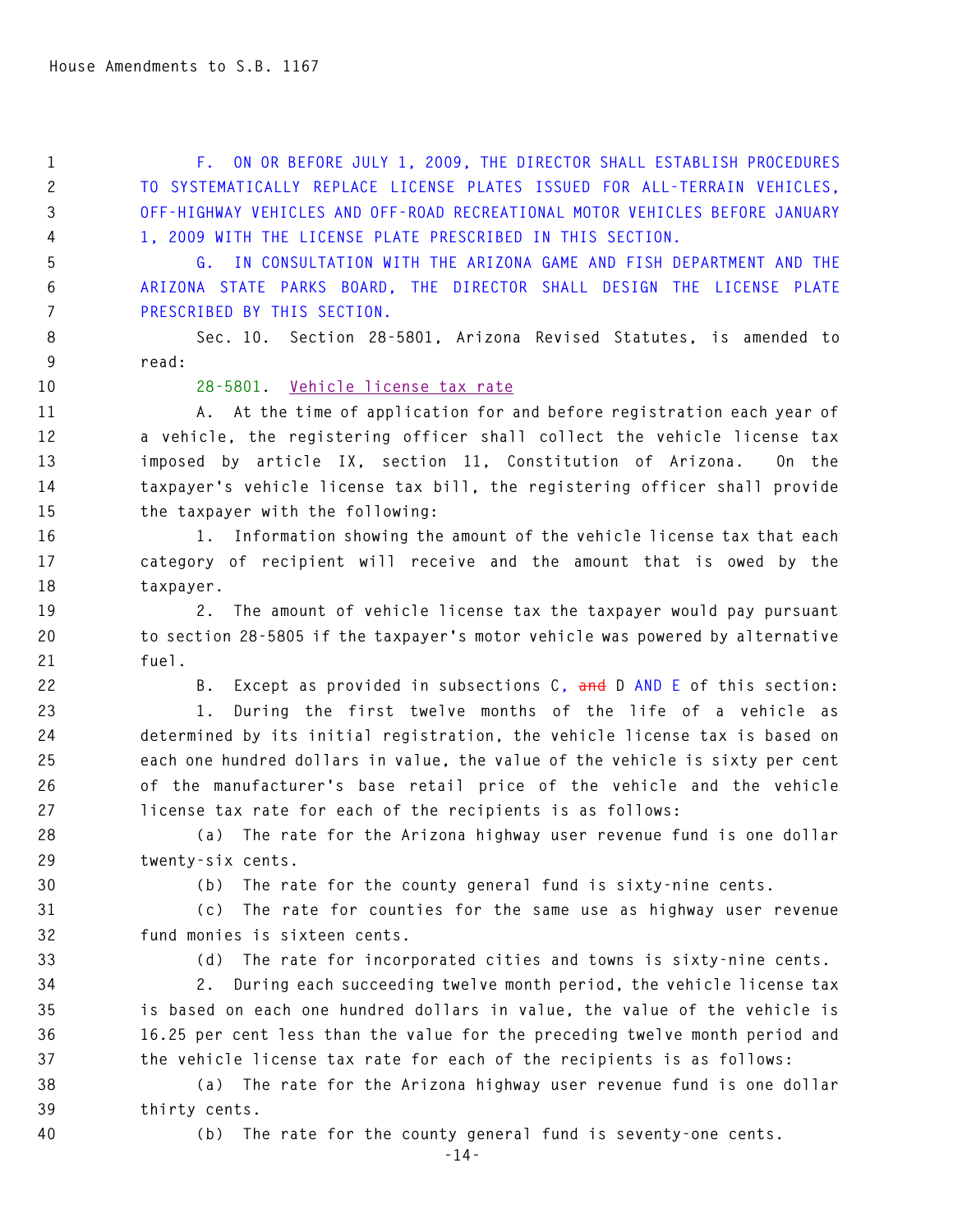F. ON OR BEFORE JULY 1, 2009, THE DIRECTOR SHALL ESTABLISH PROCEDURES TO SYSTEMATICALLY REPLACE LICENSE PLATES ISSUED FOR ALL-TERRAIN VEHICLES, OFF-HIGHWAY VEHICLES AND OFF-ROAD RECREATIONAL MOTOR VEHICLES BEFORE JANUARY 1, 2009 WITH THE LICENSE PLATE PRESCRIBED IN THIS SECTION.

G. IN CONSULTATION WITH THE ARIZONA GAME AND FISH DEPARTMENT AND THE ARIZONA STATE PARKS BOARD, THE DIRECTOR SHALL DESIGN THE LICENSE PLATE PRESCRIBED BY THIS SECTION.

Sec. 10. Section 28-5801, Arizona Revised Statutes, is amended to read:

28-5801. Vehicle license tax rate

A. At the time of application for and before registration each year of a vehicle, the registering officer shall collect the vehicle license tax imposed by article IX, section 11, Constitution of Arizona. On the taxpayer's vehicle license tax bill, the registering officer shall provide the taxpayer with the following:

1. Information showing the amount of the vehicle license tax that each category of recipient will receive and the amount that is owed by the taxpayer.

2. The amount of vehicle license tax the taxpayer would pay pursuant to section 28-5805 if the taxpayer's motor vehicle was powered by alternative fuel.

B. Except as provided in subsections C, ~~and~~ D AND E of this section:

1. During the first twelve months of the life of a vehicle as determined by its initial registration, the vehicle license tax is based on each one hundred dollars in value, the value of the vehicle is sixty per cent of the manufacturer's base retail price of the vehicle and the vehicle license tax rate for each of the recipients is as follows:

(a) The rate for the Arizona highway user revenue fund is one dollar twenty-six cents.

(b) The rate for the county general fund is sixty-nine cents.

(c) The rate for counties for the same use as highway user revenue fund monies is sixteen cents.

(d) The rate for incorporated cities and towns is sixty-nine cents.

2. During each succeeding twelve month period, the vehicle license tax is based on each one hundred dollars in value, the value of the vehicle is 16.25 per cent less than the value for the preceding twelve month period and the vehicle license tax rate for each of the recipients is as follows:

(a) The rate for the Arizona highway user revenue fund is one dollar thirty cents.

(b) The rate for the county general fund is seventy-one cents.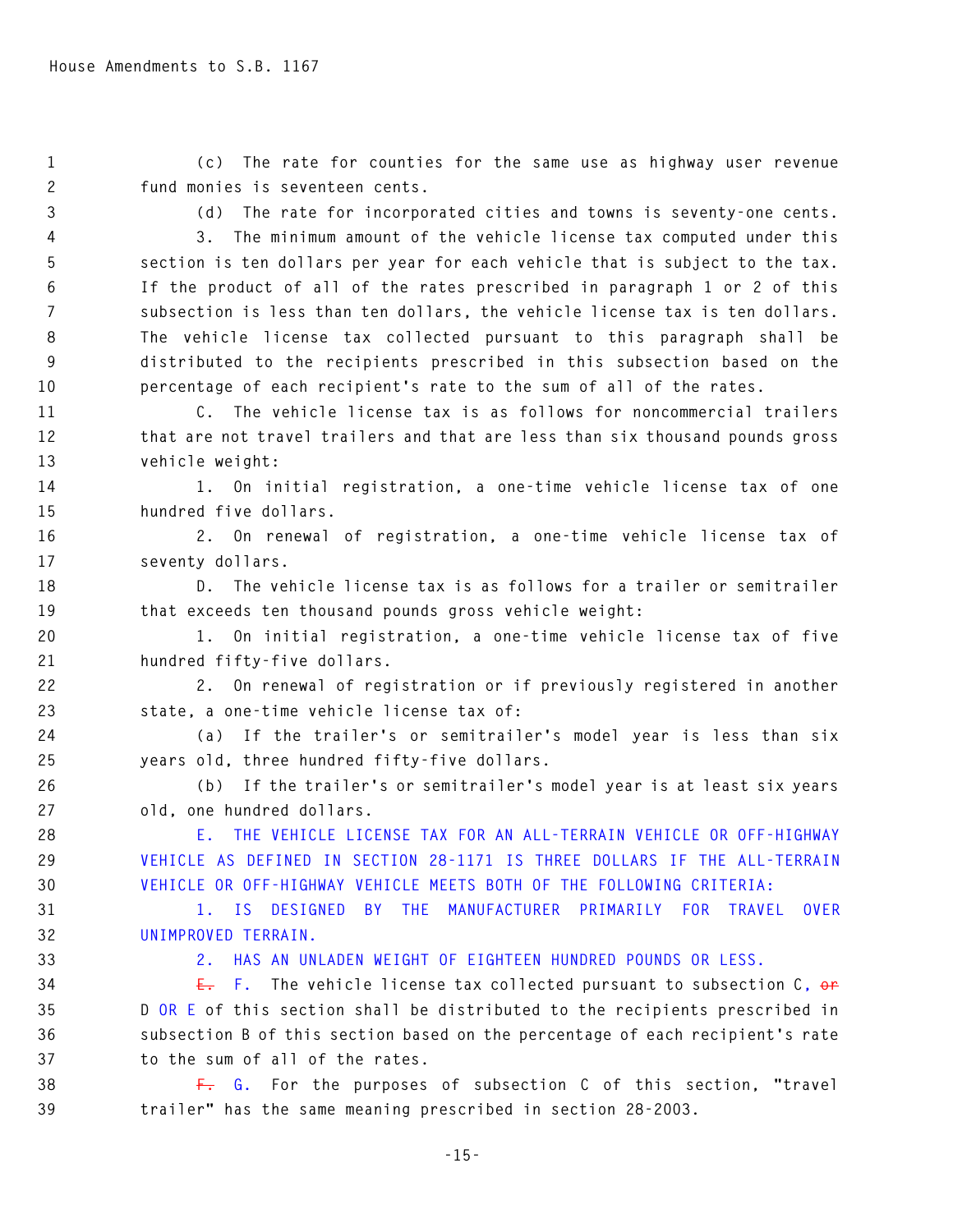(c) The rate for counties for the same use as highway user revenue fund monies is seventeen cents.

(d) The rate for incorporated cities and towns is seventy-one cents.

3. The minimum amount of the vehicle license tax computed under this section is ten dollars per year for each vehicle that is subject to the tax. If the product of all of the rates prescribed in paragraph 1 or 2 of this subsection is less than ten dollars, the vehicle license tax is ten dollars. The vehicle license tax collected pursuant to this paragraph shall be distributed to the recipients prescribed in this subsection based on the percentage of each recipient's rate to the sum of all of the rates.

C. The vehicle license tax is as follows for noncommercial trailers that are not travel trailers and that are less than six thousand pounds gross vehicle weight:

1. On initial registration, a one-time vehicle license tax of one hundred five dollars.

2. On renewal of registration, a one-time vehicle license tax of seventy dollars.

D. The vehicle license tax is as follows for a trailer or semitrailer that exceeds ten thousand pounds gross vehicle weight:

1. On initial registration, a one-time vehicle license tax of five hundred fifty-five dollars.

2. On renewal of registration or if previously registered in another state, a one-time vehicle license tax of:

(a) If the trailer's or semitrailer's model year is less than six years old, three hundred fifty-five dollars.

(b) If the trailer's or semitrailer's model year is at least six years old, one hundred dollars.

E. THE VEHICLE LICENSE TAX FOR AN ALL-TERRAIN VEHICLE OR OFF-HIGHWAY VEHICLE AS DEFINED IN SECTION 28-1171 IS THREE DOLLARS IF THE ALL-TERRAIN VEHICLE OR OFF-HIGHWAY VEHICLE MEETS BOTH OF THE FOLLOWING CRITERIA:

1. IS DESIGNED BY THE MANUFACTURER PRIMARILY FOR TRAVEL OVER UNIMPROVED TERRAIN.

2. HAS AN UNLADEN WEIGHT OF EIGHTEEN HUNDRED POUNDS OR LESS.

~~E.~~ F. The vehicle license tax collected pursuant to subsection C, ~~or~~ D OR E of this section shall be distributed to the recipients prescribed in subsection B of this section based on the percentage of each recipient's rate to the sum of all of the rates.

~~F.~~ G. For the purposes of subsection C of this section, "travel trailer" has the same meaning prescribed in section 28-2003.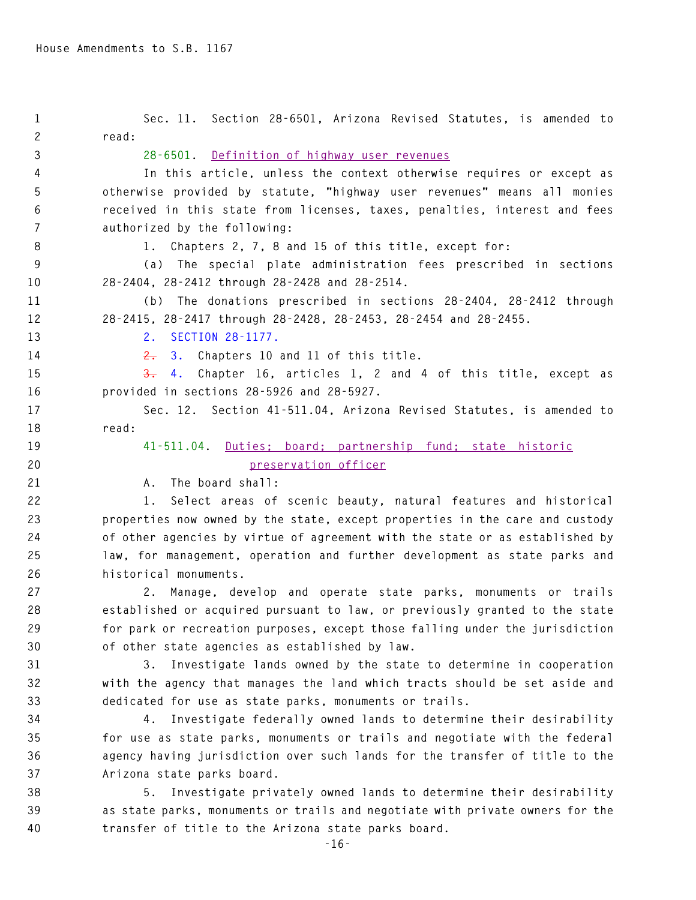Sec. 11. Section 28-6501, Arizona Revised Statutes, is amended to read:

28-6501. Definition of highway user revenues

In this article, unless the context otherwise requires or except as otherwise provided by statute, "highway user revenues" means all monies received in this state from licenses, taxes, penalties, interest and fees authorized by the following:

1. Chapters 2, 7, 8 and 15 of this title, except for:

(a) The special plate administration fees prescribed in sections 28-2404, 28-2412 through 28-2428 and 28-2514.

(b) The donations prescribed in sections 28-2404, 28-2412 through 28-2415, 28-2417 through 28-2428, 28-2453, 28-2454 and 28-2455.

2. SECTION 28-1177.

~~2.~~ 3. Chapters 10 and 11 of this title.

~~3.~~ 4. Chapter 16, articles 1, 2 and 4 of this title, except as provided in sections 28-5926 and 28-5927.

Sec. 12. Section 41-511.04, Arizona Revised Statutes, is amended to read:

41-511.04. Duties; board; partnership fund; state historic preservation officer

A. The board shall:

1. Select areas of scenic beauty, natural features and historical properties now owned by the state, except properties in the care and custody of other agencies by virtue of agreement with the state or as established by law, for management, operation and further development as state parks and historical monuments.

2. Manage, develop and operate state parks, monuments or trails established or acquired pursuant to law, or previously granted to the state for park or recreation purposes, except those falling under the jurisdiction of other state agencies as established by law.

3. Investigate lands owned by the state to determine in cooperation with the agency that manages the land which tracts should be set aside and dedicated for use as state parks, monuments or trails.

4. Investigate federally owned lands to determine their desirability for use as state parks, monuments or trails and negotiate with the federal agency having jurisdiction over such lands for the transfer of title to the Arizona state parks board.

5. Investigate privately owned lands to determine their desirability as state parks, monuments or trails and negotiate with private owners for the transfer of title to the Arizona state parks board.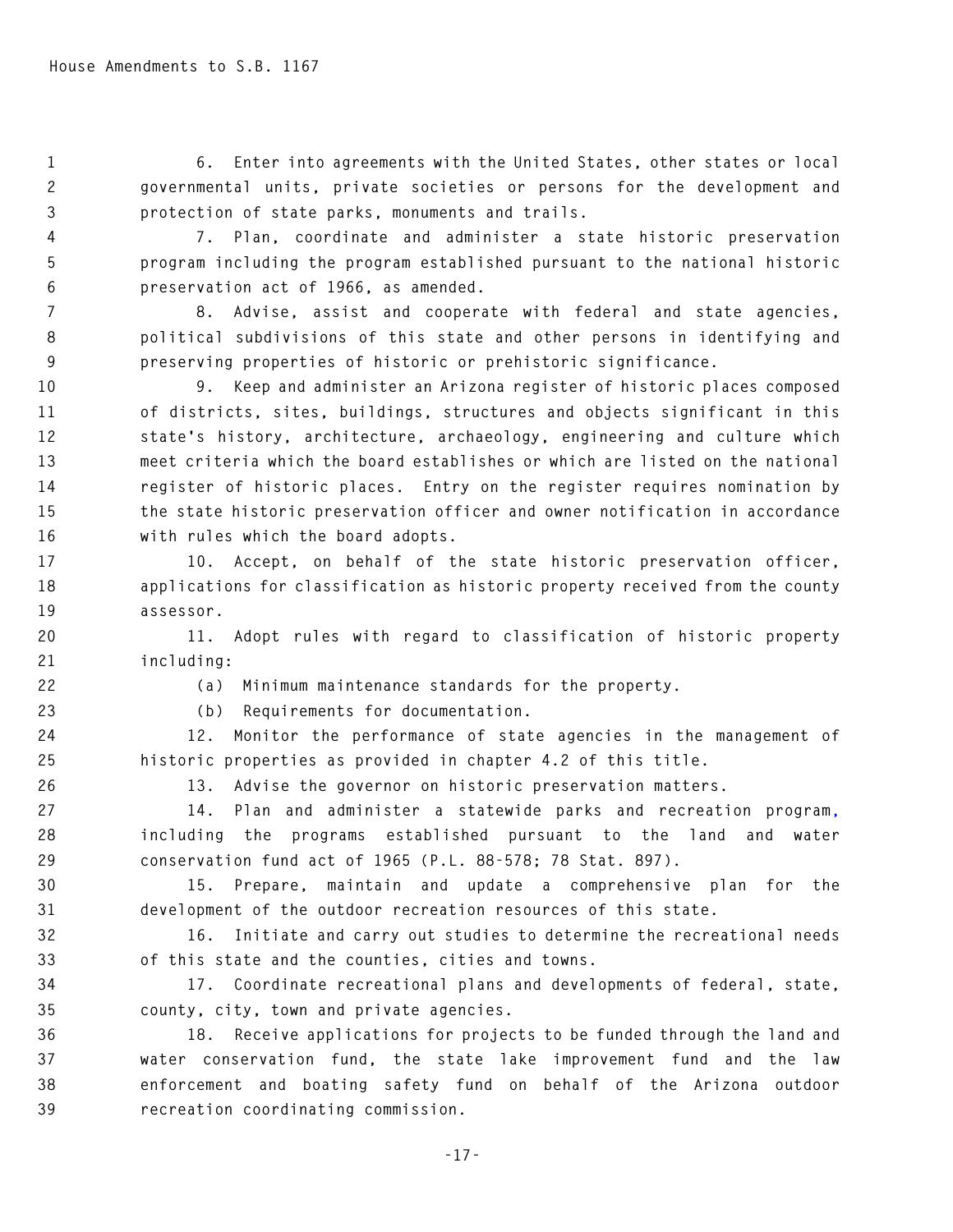6. Enter into agreements with the United States, other states or local governmental units, private societies or persons for the development and protection of state parks, monuments and trails.

7. Plan, coordinate and administer a state historic preservation program including the program established pursuant to the national historic preservation act of 1966, as amended.

8. Advise, assist and cooperate with federal and state agencies, political subdivisions of this state and other persons in identifying and preserving properties of historic or prehistoric significance.

9. Keep and administer an Arizona register of historic places composed of districts, sites, buildings, structures and objects significant in this state's history, architecture, archaeology, engineering and culture which meet criteria which the board establishes or which are listed on the national register of historic places. Entry on the register requires nomination by the state historic preservation officer and owner notification in accordance with rules which the board adopts.

10. Accept, on behalf of the state historic preservation officer, applications for classification as historic property received from the county assessor.

11. Adopt rules with regard to classification of historic property including:

(a) Minimum maintenance standards for the property.

(b) Requirements for documentation.

12. Monitor the performance of state agencies in the management of historic properties as provided in chapter 4.2 of this title.

13. Advise the governor on historic preservation matters.

14. Plan and administer a statewide parks and recreation program, including the programs established pursuant to the land and water conservation fund act of 1965 (P.L. 88-578; 78 Stat. 897).

15. Prepare, maintain and update a comprehensive plan for the development of the outdoor recreation resources of this state.

16. Initiate and carry out studies to determine the recreational needs of this state and the counties, cities and towns.

17. Coordinate recreational plans and developments of federal, state, county, city, town and private agencies.

18. Receive applications for projects to be funded through the land and water conservation fund, the state lake improvement fund and the law enforcement and boating safety fund on behalf of the Arizona outdoor recreation coordinating commission.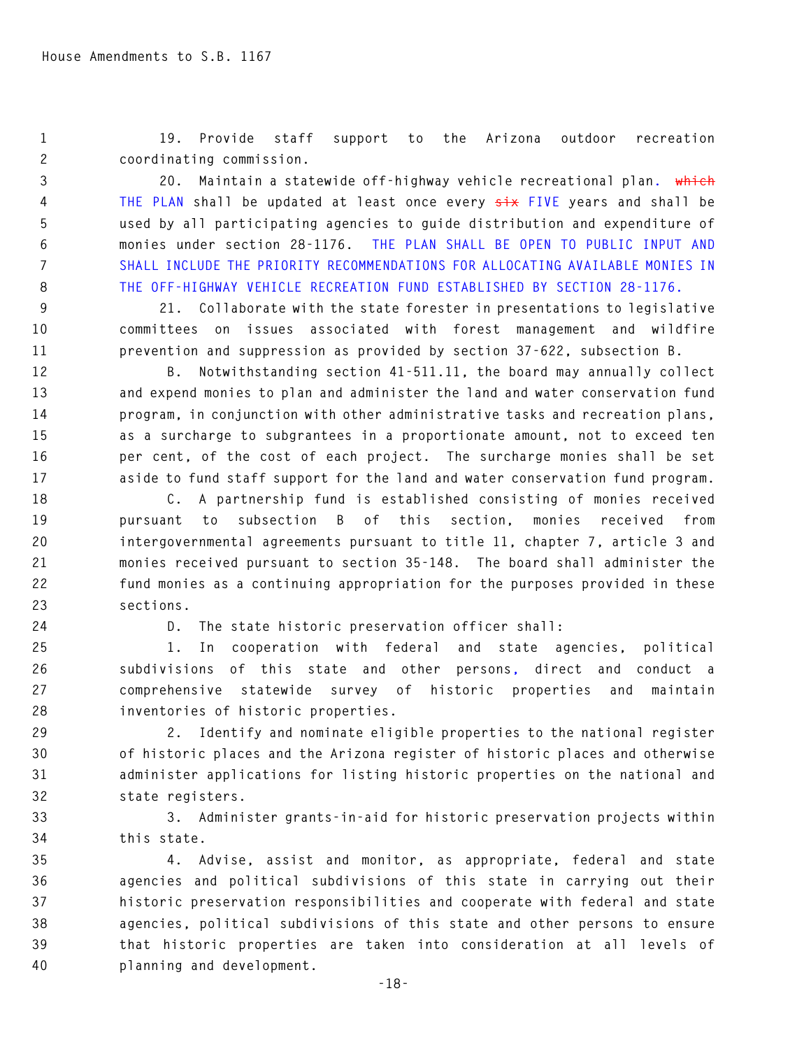19. Provide staff support to the Arizona outdoor recreation coordinating commission.

20. Maintain a statewide off-highway vehicle recreational plan. ~~which~~ THE PLAN shall be updated at least once every ~~six~~ FIVE years and shall be used by all participating agencies to guide distribution and expenditure of monies under section 28-1176. THE PLAN SHALL BE OPEN TO PUBLIC INPUT AND SHALL INCLUDE THE PRIORITY RECOMMENDATIONS FOR ALLOCATING AVAILABLE MONIES IN THE OFF-HIGHWAY VEHICLE RECREATION FUND ESTABLISHED BY SECTION 28-1176.

21. Collaborate with the state forester in presentations to legislative committees on issues associated with forest management and wildfire prevention and suppression as provided by section 37-622, subsection B.

B. Notwithstanding section 41-511.11, the board may annually collect and expend monies to plan and administer the land and water conservation fund program, in conjunction with other administrative tasks and recreation plans, as a surcharge to subgrantees in a proportionate amount, not to exceed ten per cent, of the cost of each project. The surcharge monies shall be set aside to fund staff support for the land and water conservation fund program.

C. A partnership fund is established consisting of monies received pursuant to subsection B of this section, monies received from intergovernmental agreements pursuant to title 11, chapter 7, article 3 and monies received pursuant to section 35-148. The board shall administer the fund monies as a continuing appropriation for the purposes provided in these sections.

D. The state historic preservation officer shall:

1. In cooperation with federal and state agencies, political subdivisions of this state and other persons, direct and conduct a comprehensive statewide survey of historic properties and maintain inventories of historic properties.

2. Identify and nominate eligible properties to the national register of historic places and the Arizona register of historic places and otherwise administer applications for listing historic properties on the national and state registers.

3. Administer grants-in-aid for historic preservation projects within this state.

4. Advise, assist and monitor, as appropriate, federal and state agencies and political subdivisions of this state in carrying out their historic preservation responsibilities and cooperate with federal and state agencies, political subdivisions of this state and other persons to ensure that historic properties are taken into consideration at all levels of planning and development.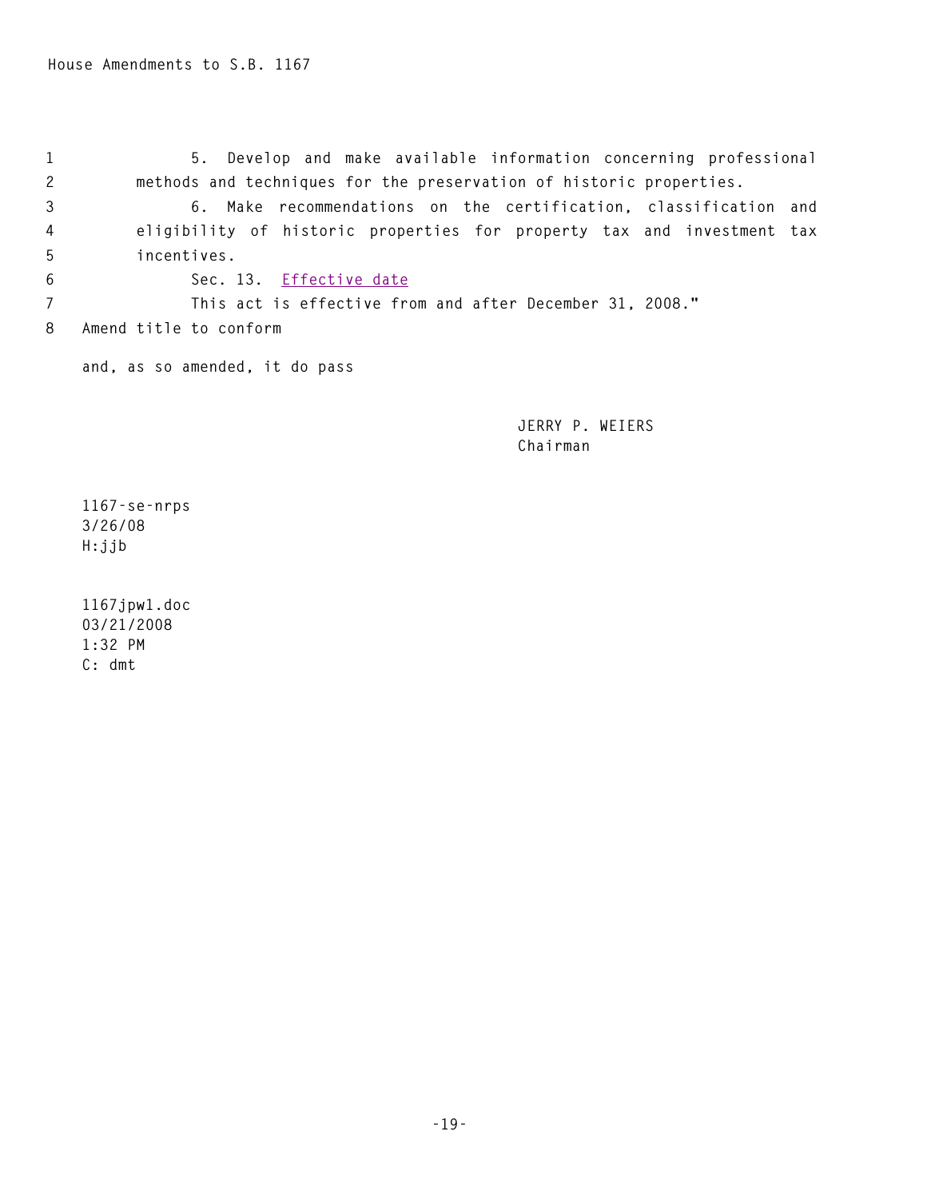5. Develop and make available information concerning professional methods and techniques for the preservation of historic properties.

6. Make recommendations on the certification, classification and eligibility of historic properties for property tax and investment tax incentives.

Sec. 13. Effective date

This act is effective from and after December 31, 2008."

Amend title to conform

and, as so amended, it do pass

JERRY P. WEIERS
Chairman

1167-se-nrps
3/26/08
H:jjb

1167jpw1.doc
03/21/2008
1:32 PM
C: dmt